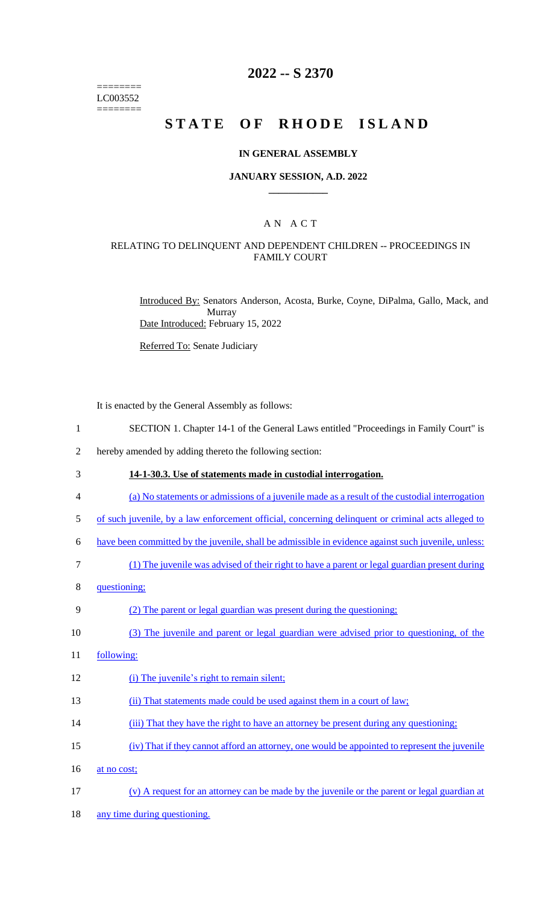========
LC003552
========

# 2022 -- S 2370

# STATE OF RHODE ISLAND

## IN GENERAL ASSEMBLY

### JANUARY SESSION, A.D. 2022

## AN ACT

### RELATING TO DELINQUENT AND DEPENDENT CHILDREN -- PROCEEDINGS IN FAMILY COURT

Introduced By: Senators Anderson, Acosta, Burke, Coyne, DiPalma, Gallo, Mack, and Murray

Date Introduced: February 15, 2022

Referred To: Senate Judiciary

It is enacted by the General Assembly as follows:

1 SECTION 1. Chapter 14-1 of the General Laws entitled "Proceedings in Family Court" is
2 hereby amended by adding thereto the following section:

3 **14-1-30.3. Use of statements made in custodial interrogation.**

4 (a) No statements or admissions of a juvenile made as a result of the custodial interrogation
5 of such juvenile, by a law enforcement official, concerning delinquent or criminal acts alleged to
6 have been committed by the juvenile, shall be admissible in evidence against such juvenile, unless:

7 (1) The juvenile was advised of their right to have a parent or legal guardian present during
8 questioning;

9 (2) The parent or legal guardian was present during the questioning;

10 (3) The juvenile and parent or legal guardian were advised prior to questioning, of the
11 following:

12 (i) The juvenile's right to remain silent;

13 (ii) That statements made could be used against them in a court of law;

14 (iii) That they have the right to have an attorney be present during any questioning;

15 (iv) That if they cannot afford an attorney, one would be appointed to represent the juvenile
16 at no cost;

17 (v) A request for an attorney can be made by the juvenile or the parent or legal guardian at
18 any time during questioning.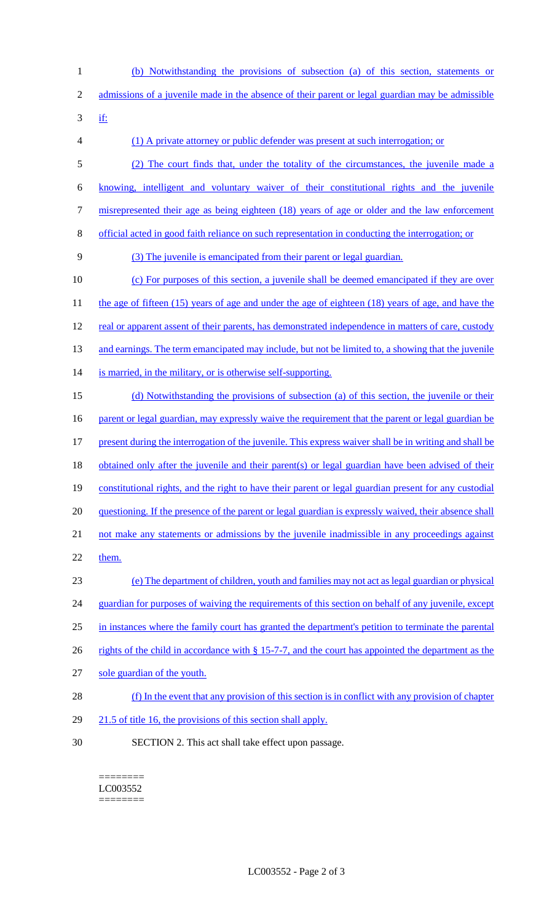(b) Notwithstanding the provisions of subsection (a) of this section, statements or admissions of a juvenile made in the absence of their parent or legal guardian may be admissible if:

(1) A private attorney or public defender was present at such interrogation; or

(2) The court finds that, under the totality of the circumstances, the juvenile made a knowing, intelligent and voluntary waiver of their constitutional rights and the juvenile misrepresented their age as being eighteen (18) years of age or older and the law enforcement official acted in good faith reliance on such representation in conducting the interrogation; or

(3) The juvenile is emancipated from their parent or legal guardian.

(c) For purposes of this section, a juvenile shall be deemed emancipated if they are over the age of fifteen (15) years of age and under the age of eighteen (18) years of age, and have the real or apparent assent of their parents, has demonstrated independence in matters of care, custody and earnings. The term emancipated may include, but not be limited to, a showing that the juvenile is married, in the military, or is otherwise self-supporting.

(d) Notwithstanding the provisions of subsection (a) of this section, the juvenile or their parent or legal guardian, may expressly waive the requirement that the parent or legal guardian be present during the interrogation of the juvenile. This express waiver shall be in writing and shall be obtained only after the juvenile and their parent(s) or legal guardian have been advised of their constitutional rights, and the right to have their parent or legal guardian present for any custodial questioning. If the presence of the parent or legal guardian is expressly waived, their absence shall not make any statements or admissions by the juvenile inadmissible in any proceedings against them.

(e) The department of children, youth and families may not act as legal guardian or physical guardian for purposes of waiving the requirements of this section on behalf of any juvenile, except in instances where the family court has granted the department's petition to terminate the parental rights of the child in accordance with § 15-7-7, and the court has appointed the department as the sole guardian of the youth.

(f) In the event that any provision of this section is in conflict with any provision of chapter 21.5 of title 16, the provisions of this section shall apply.

SECTION 2. This act shall take effect upon passage.

========
LC003552
========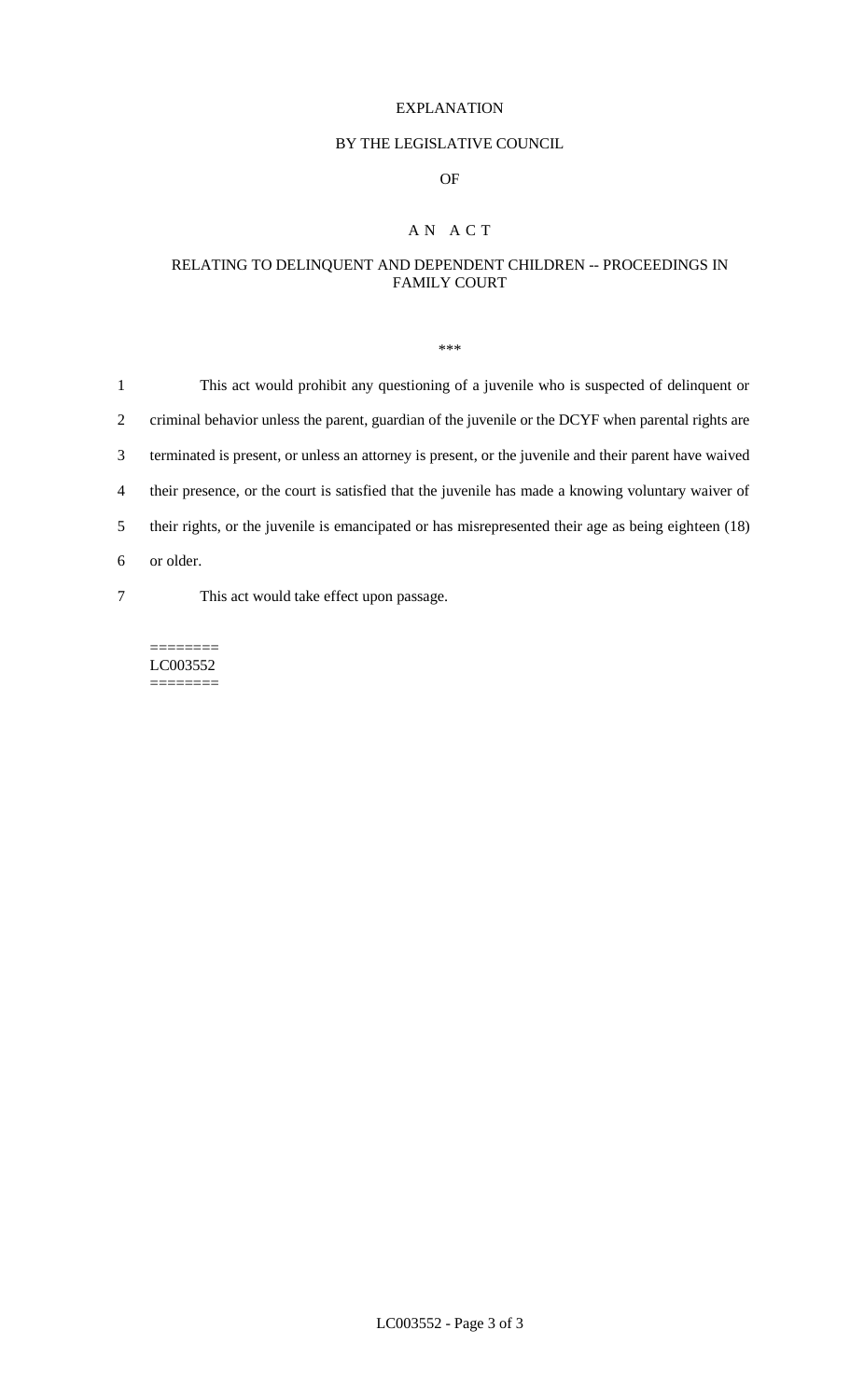EXPLANATION

BY THE LEGISLATIVE COUNCIL

OF

# A N A C T

RELATING TO DELINQUENT AND DEPENDENT CHILDREN -- PROCEEDINGS IN FAMILY COURT

\*\*\*

This act would prohibit any questioning of a juvenile who is suspected of delinquent or criminal behavior unless the parent, guardian of the juvenile or the DCYF when parental rights are terminated is present, or unless an attorney is present, or the juvenile and their parent have waived their presence, or the court is satisfied that the juvenile has made a knowing voluntary waiver of their rights, or the juvenile is emancipated or has misrepresented their age as being eighteen (18) or older.

This act would take effect upon passage.

========
LC003552
========